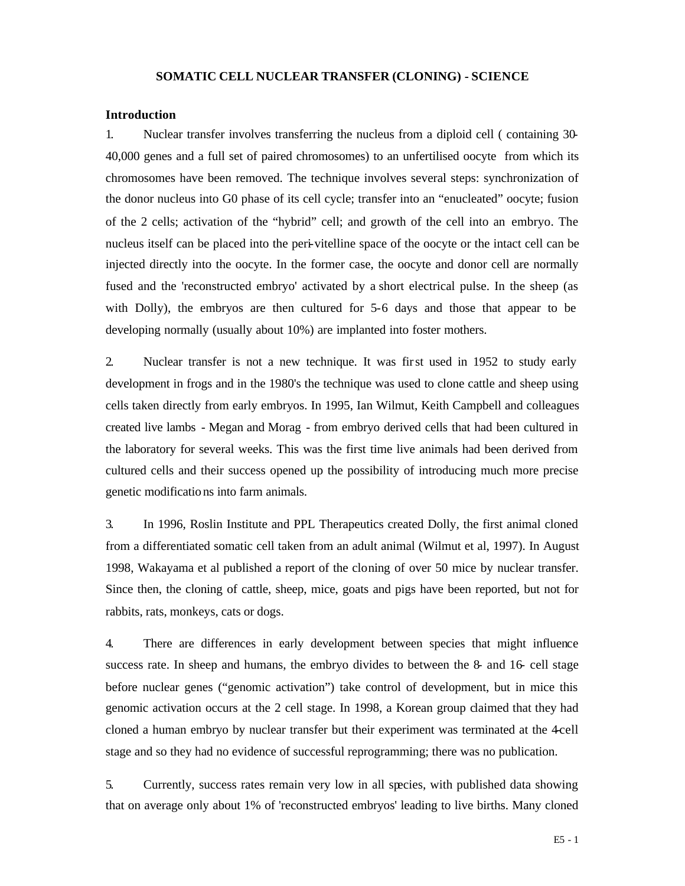# SOMATIC CELL NUCLEAR TRANSFER (CLONING) - SCIENCE

## Introduction

1. Nuclear transfer involves transferring the nucleus from a diploid cell ( containing 30-40,000 genes and a full set of paired chromosomes) to an unfertilised oocyte from which its chromosomes have been removed. The technique involves several steps: synchronization of the donor nucleus into G0 phase of its cell cycle; transfer into an "enucleated" oocyte; fusion of the 2 cells; activation of the "hybrid" cell; and growth of the cell into an embryo. The nucleus itself can be placed into the peri-vitelline space of the oocyte or the intact cell can be injected directly into the oocyte. In the former case, the oocyte and donor cell are normally fused and the 'reconstructed embryo' activated by a short electrical pulse. In the sheep (as with Dolly), the embryos are then cultured for 5-6 days and those that appear to be developing normally (usually about 10%) are implanted into foster mothers.

2. Nuclear transfer is not a new technique. It was first used in 1952 to study early development in frogs and in the 1980's the technique was used to clone cattle and sheep using cells taken directly from early embryos. In 1995, Ian Wilmut, Keith Campbell and colleagues created live lambs - Megan and Morag - from embryo derived cells that had been cultured in the laboratory for several weeks. This was the first time live animals had been derived from cultured cells and their success opened up the possibility of introducing much more precise genetic modifications into farm animals.

3. In 1996, Roslin Institute and PPL Therapeutics created Dolly, the first animal cloned from a differentiated somatic cell taken from an adult animal (Wilmut et al, 1997). In August 1998, Wakayama et al published a report of the cloning of over 50 mice by nuclear transfer. Since then, the cloning of cattle, sheep, mice, goats and pigs have been reported, but not for rabbits, rats, monkeys, cats or dogs.

4. There are differences in early development between species that might influence success rate. In sheep and humans, the embryo divides to between the 8- and 16- cell stage before nuclear genes ("genomic activation") take control of development, but in mice this genomic activation occurs at the 2 cell stage. In 1998, a Korean group claimed that they had cloned a human embryo by nuclear transfer but their experiment was terminated at the 4-cell stage and so they had no evidence of successful reprogramming; there was no publication.

5. Currently, success rates remain very low in all species, with published data showing that on average only about 1% of 'reconstructed embryos' leading to live births. Many cloned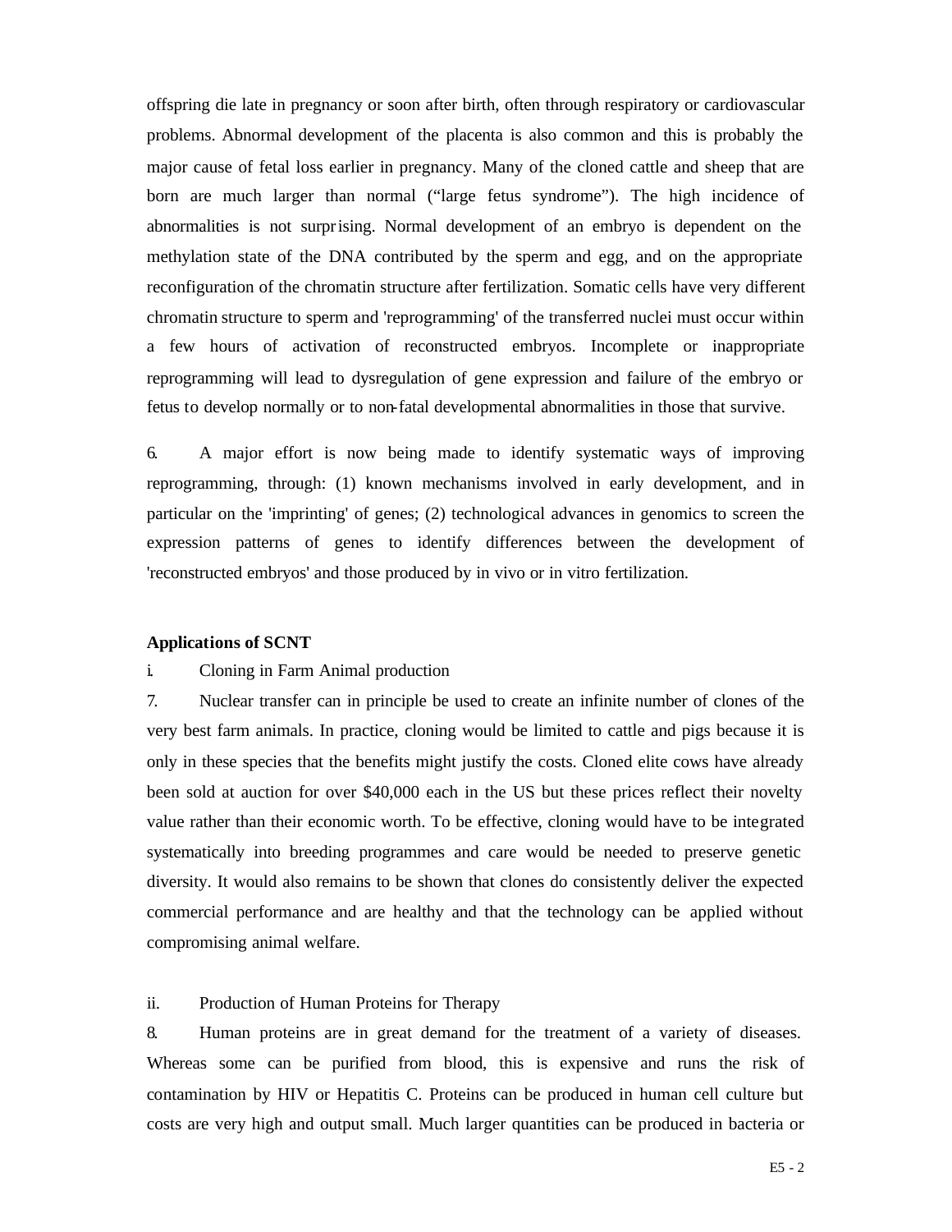offspring die late in pregnancy or soon after birth, often through respiratory or cardiovascular problems. Abnormal development of the placenta is also common and this is probably the major cause of fetal loss earlier in pregnancy. Many of the cloned cattle and sheep that are born are much larger than normal ("large fetus syndrome"). The high incidence of abnormalities is not surprising. Normal development of an embryo is dependent on the methylation state of the DNA contributed by the sperm and egg, and on the appropriate reconfiguration of the chromatin structure after fertilization. Somatic cells have very different chromatin structure to sperm and 'reprogramming' of the transferred nuclei must occur within a few hours of activation of reconstructed embryos. Incomplete or inappropriate reprogramming will lead to dysregulation of gene expression and failure of the embryo or fetus to develop normally or to non-fatal developmental abnormalities in those that survive.

6. A major effort is now being made to identify systematic ways of improving reprogramming, through: (1) known mechanisms involved in early development, and in particular on the 'imprinting' of genes; (2) technological advances in genomics to screen the expression patterns of genes to identify differences between the development of 'reconstructed embryos' and those produced by in vivo or in vitro fertilization.

**Applications of SCNT**

i. Cloning in Farm Animal production

7. Nuclear transfer can in principle be used to create an infinite number of clones of the very best farm animals. In practice, cloning would be limited to cattle and pigs because it is only in these species that the benefits might justify the costs. Cloned elite cows have already been sold at auction for over $40,000 each in the US but these prices reflect their novelty value rather than their economic worth. To be effective, cloning would have to be integrated systematically into breeding programmes and care would be needed to preserve genetic diversity. It would also remains to be shown that clones do consistently deliver the expected commercial performance and are healthy and that the technology can be applied without compromising animal welfare.

ii. Production of Human Proteins for Therapy

8. Human proteins are in great demand for the treatment of a variety of diseases. Whereas some can be purified from blood, this is expensive and runs the risk of contamination by HIV or Hepatitis C. Proteins can be produced in human cell culture but costs are very high and output small. Much larger quantities can be produced in bacteria or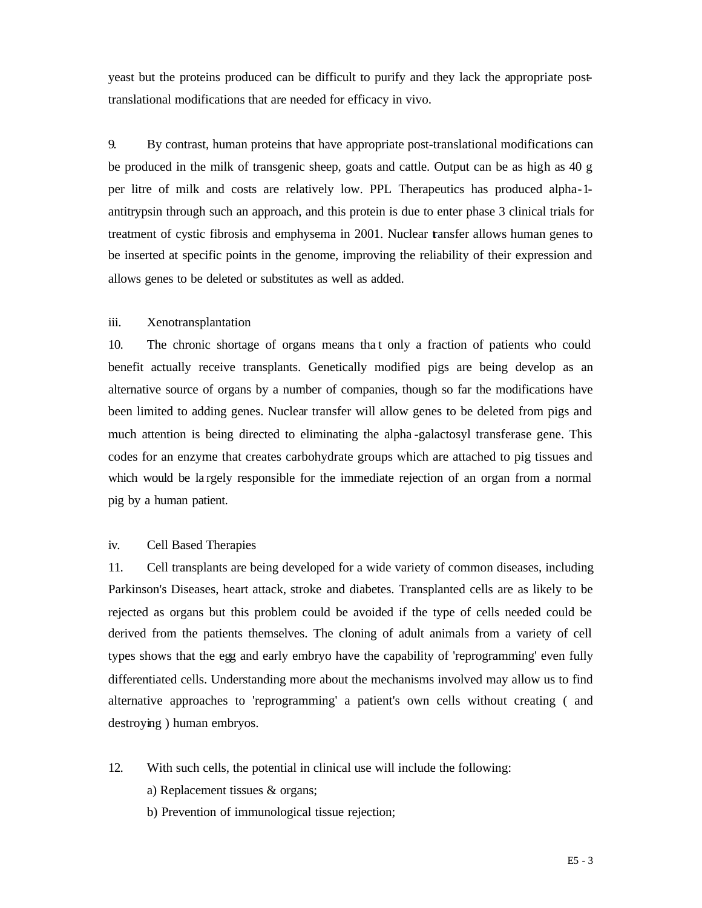yeast but the proteins produced can be difficult to purify and they lack the appropriate post-translational modifications that are needed for efficacy in vivo.

9. By contrast, human proteins that have appropriate post-translational modifications can be produced in the milk of transgenic sheep, goats and cattle. Output can be as high as 40 g per litre of milk and costs are relatively low. PPL Therapeutics has produced alpha-1-antitrypsin through such an approach, and this protein is due to enter phase 3 clinical trials for treatment of cystic fibrosis and emphysema in 2001. Nuclear transfer allows human genes to be inserted at specific points in the genome, improving the reliability of their expression and allows genes to be deleted or substitutes as well as added.

iii. Xenotransplantation

10. The chronic shortage of organs means that only a fraction of patients who could benefit actually receive transplants. Genetically modified pigs are being develop as an alternative source of organs by a number of companies, though so far the modifications have been limited to adding genes. Nuclear transfer will allow genes to be deleted from pigs and much attention is being directed to eliminating the alpha-galactosyl transferase gene. This codes for an enzyme that creates carbohydrate groups which are attached to pig tissues and which would be largely responsible for the immediate rejection of an organ from a normal pig by a human patient.

iv. Cell Based Therapies

11. Cell transplants are being developed for a wide variety of common diseases, including Parkinson's Diseases, heart attack, stroke and diabetes. Transplanted cells are as likely to be rejected as organs but this problem could be avoided if the type of cells needed could be derived from the patients themselves. The cloning of adult animals from a variety of cell types shows that the egg and early embryo have the capability of 'reprogramming' even fully differentiated cells. Understanding more about the mechanisms involved may allow us to find alternative approaches to 'reprogramming' a patient's own cells without creating ( and destroying ) human embryos.

12. With such cells, the potential in clinical use will include the following:

a) Replacement tissues & organs;

b) Prevention of immunological tissue rejection;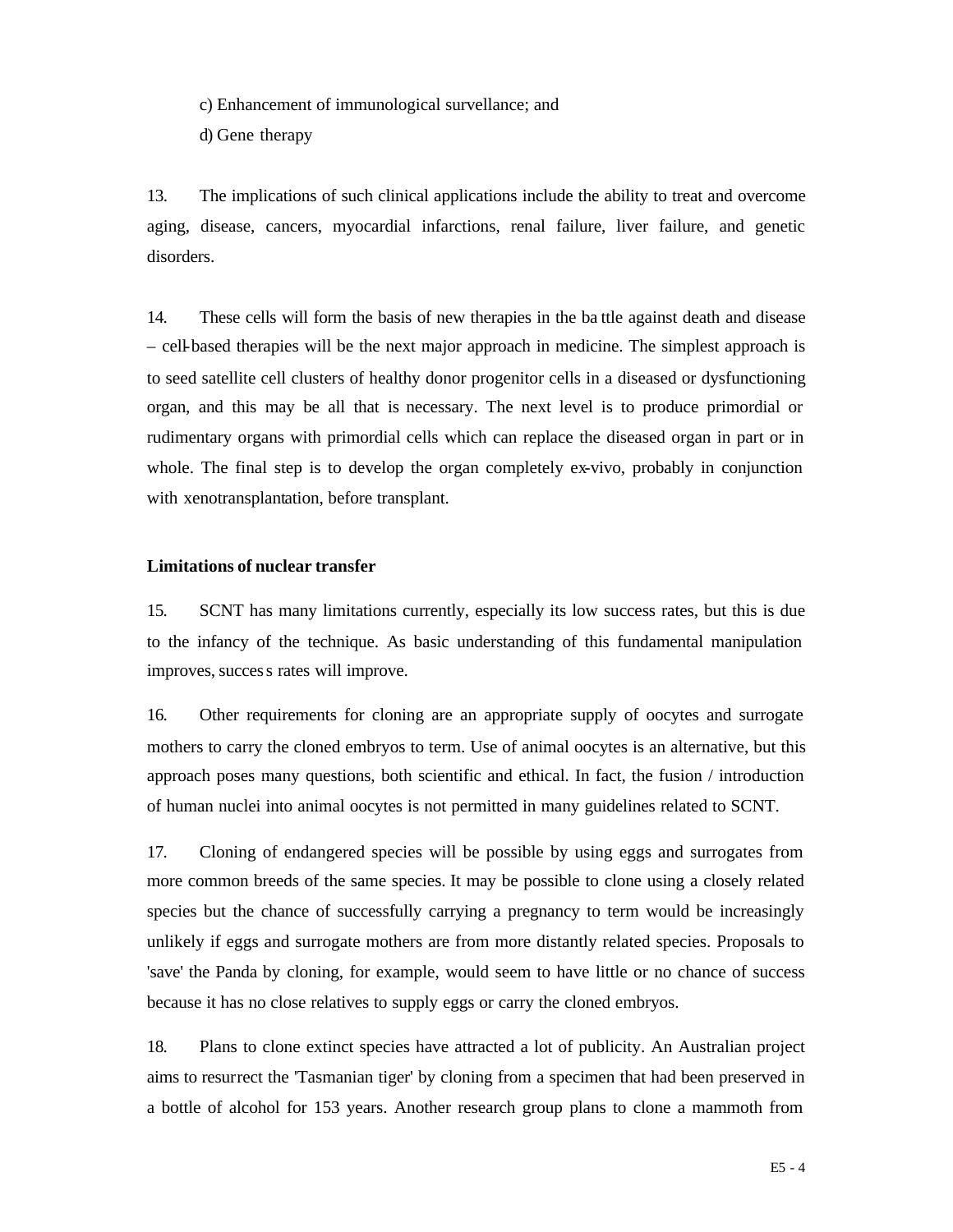c) Enhancement of immunological survellance; and

d) Gene therapy

13. The implications of such clinical applications include the ability to treat and overcome aging, disease, cancers, myocardial infarctions, renal failure, liver failure, and genetic disorders.

14. These cells will form the basis of new therapies in the battle against death and disease – cell-based therapies will be the next major approach in medicine. The simplest approach is to seed satellite cell clusters of healthy donor progenitor cells in a diseased or dysfunctioning organ, and this may be all that is necessary. The next level is to produce primordial or rudimentary organs with primordial cells which can replace the diseased organ in part or in whole. The final step is to develop the organ completely ex-vivo, probably in conjunction with xenotransplantation, before transplant.

**Limitations of nuclear transfer**

15. SCNT has many limitations currently, especially its low success rates, but this is due to the infancy of the technique. As basic understanding of this fundamental manipulation improves, success rates will improve.

16. Other requirements for cloning are an appropriate supply of oocytes and surrogate mothers to carry the cloned embryos to term. Use of animal oocytes is an alternative, but this approach poses many questions, both scientific and ethical. In fact, the fusion / introduction of human nuclei into animal oocytes is not permitted in many guidelines related to SCNT.

17. Cloning of endangered species will be possible by using eggs and surrogates from more common breeds of the same species. It may be possible to clone using a closely related species but the chance of successfully carrying a pregnancy to term would be increasingly unlikely if eggs and surrogate mothers are from more distantly related species. Proposals to 'save' the Panda by cloning, for example, would seem to have little or no chance of success because it has no close relatives to supply eggs or carry the cloned embryos.

18. Plans to clone extinct species have attracted a lot of publicity. An Australian project aims to resurrect the 'Tasmanian tiger' by cloning from a specimen that had been preserved in a bottle of alcohol for 153 years. Another research group plans to clone a mammoth from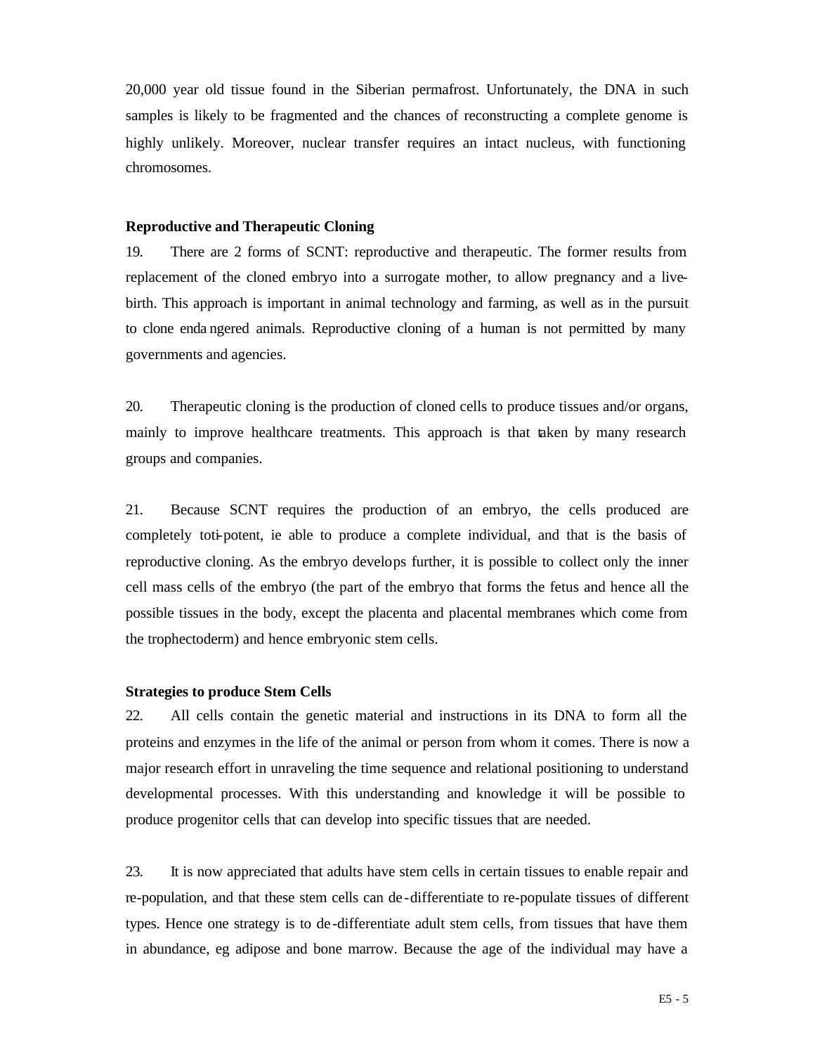20,000 year old tissue found in the Siberian permafrost. Unfortunately, the DNA in such samples is likely to be fragmented and the chances of reconstructing a complete genome is highly unlikely. Moreover, nuclear transfer requires an intact nucleus, with functioning chromosomes.

**Reproductive and Therapeutic Cloning**

19. There are 2 forms of SCNT: reproductive and therapeutic. The former results from replacement of the cloned embryo into a surrogate mother, to allow pregnancy and a live-birth. This approach is important in animal technology and farming, as well as in the pursuit to clone endangered animals. Reproductive cloning of a human is not permitted by many governments and agencies.

20. Therapeutic cloning is the production of cloned cells to produce tissues and/or organs, mainly to improve healthcare treatments. This approach is that taken by many research groups and companies.

21. Because SCNT requires the production of an embryo, the cells produced are completely toti-potent, ie able to produce a complete individual, and that is the basis of reproductive cloning. As the embryo develops further, it is possible to collect only the inner cell mass cells of the embryo (the part of the embryo that forms the fetus and hence all the possible tissues in the body, except the placenta and placental membranes which come from the trophectoderm) and hence embryonic stem cells.

**Strategies to produce Stem Cells**

22. All cells contain the genetic material and instructions in its DNA to form all the proteins and enzymes in the life of the animal or person from whom it comes. There is now a major research effort in unraveling the time sequence and relational positioning to understand developmental processes. With this understanding and knowledge it will be possible to produce progenitor cells that can develop into specific tissues that are needed.

23. It is now appreciated that adults have stem cells in certain tissues to enable repair and re-population, and that these stem cells can de-differentiate to re-populate tissues of different types. Hence one strategy is to de-differentiate adult stem cells, from tissues that have them in abundance, eg adipose and bone marrow. Because the age of the individual may have a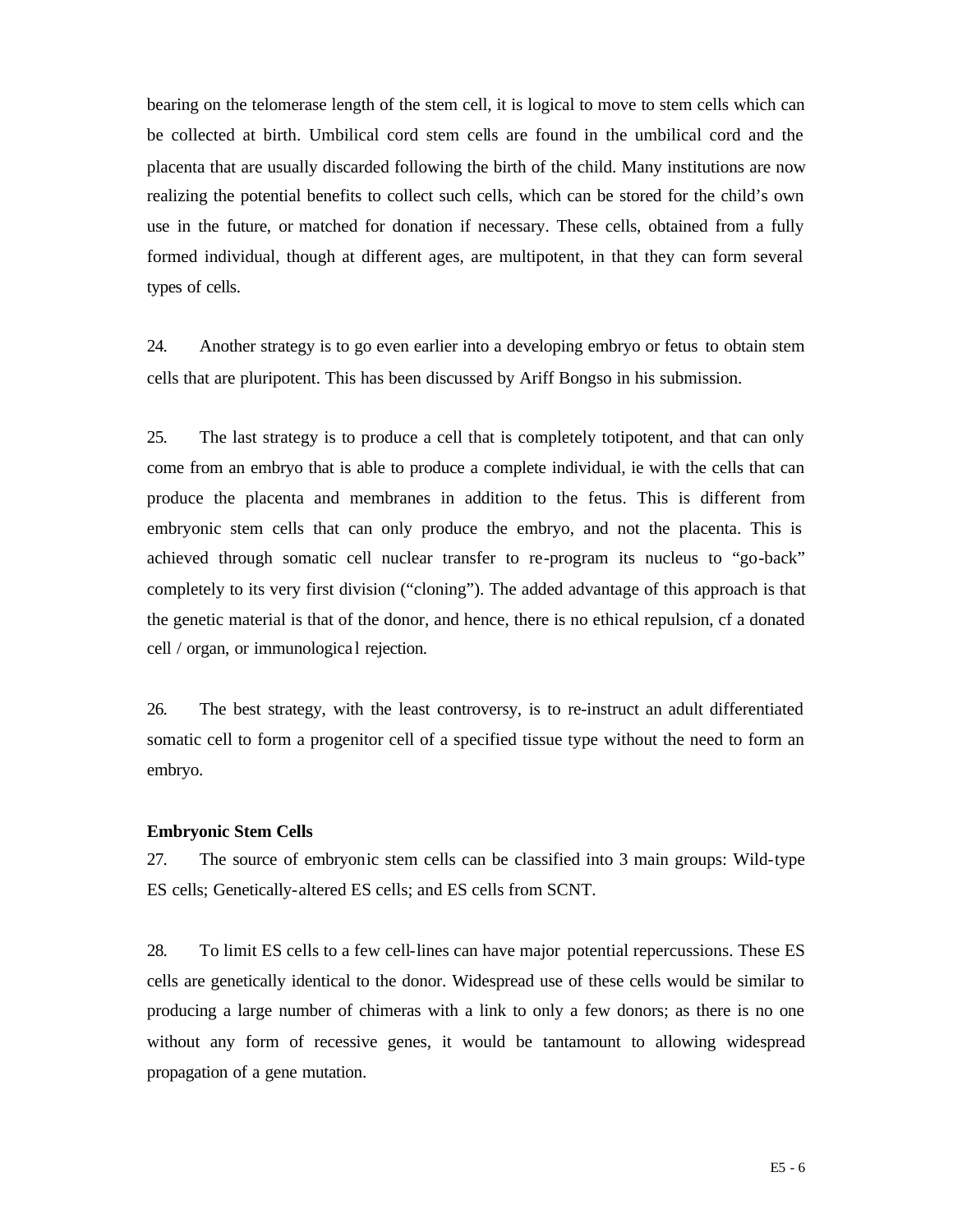bearing on the telomerase length of the stem cell, it is logical to move to stem cells which can be collected at birth. Umbilical cord stem cells are found in the umbilical cord and the placenta that are usually discarded following the birth of the child. Many institutions are now realizing the potential benefits to collect such cells, which can be stored for the child's own use in the future, or matched for donation if necessary. These cells, obtained from a fully formed individual, though at different ages, are multipotent, in that they can form several types of cells.

24. Another strategy is to go even earlier into a developing embryo or fetus to obtain stem cells that are pluripotent. This has been discussed by Ariff Bongso in his submission.

25. The last strategy is to produce a cell that is completely totipotent, and that can only come from an embryo that is able to produce a complete individual, ie with the cells that can produce the placenta and membranes in addition to the fetus. This is different from embryonic stem cells that can only produce the embryo, and not the placenta. This is achieved through somatic cell nuclear transfer to re-program its nucleus to "go-back" completely to its very first division ("cloning"). The added advantage of this approach is that the genetic material is that of the donor, and hence, there is no ethical repulsion, cf a donated cell / organ, or immunological rejection.

26. The best strategy, with the least controversy, is to re-instruct an adult differentiated somatic cell to form a progenitor cell of a specified tissue type without the need to form an embryo.

**Embryonic Stem Cells**

27. The source of embryonic stem cells can be classified into 3 main groups: Wild-type ES cells; Genetically-altered ES cells; and ES cells from SCNT.

28. To limit ES cells to a few cell-lines can have major potential repercussions. These ES cells are genetically identical to the donor. Widespread use of these cells would be similar to producing a large number of chimeras with a link to only a few donors; as there is no one without any form of recessive genes, it would be tantamount to allowing widespread propagation of a gene mutation.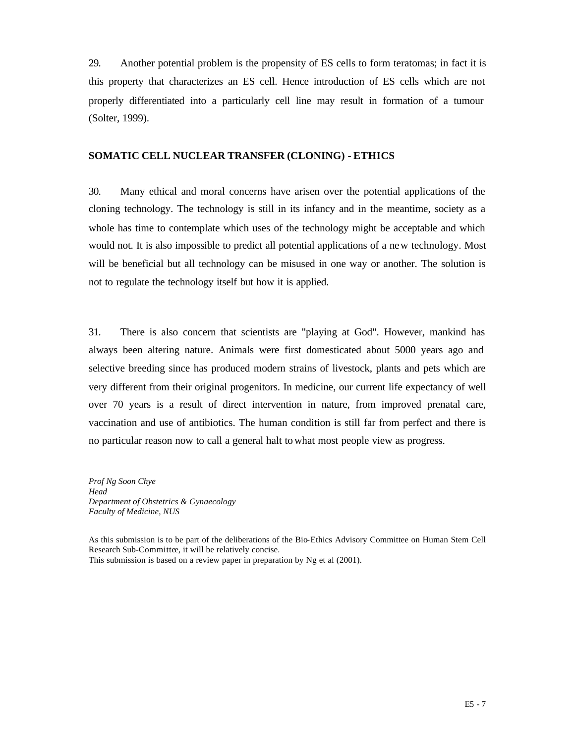29. Another potential problem is the propensity of ES cells to form teratomas; in fact it is this property that characterizes an ES cell. Hence introduction of ES cells which are not properly differentiated into a particularly cell line may result in formation of a tumour (Solter, 1999).

## SOMATIC CELL NUCLEAR TRANSFER (CLONING) - ETHICS

30. Many ethical and moral concerns have arisen over the potential applications of the cloning technology. The technology is still in its infancy and in the meantime, society as a whole has time to contemplate which uses of the technology might be acceptable and which would not. It is also impossible to predict all potential applications of a new technology. Most will be beneficial but all technology can be misused in one way or another. The solution is not to regulate the technology itself but how it is applied.

31. There is also concern that scientists are "playing at God". However, mankind has always been altering nature. Animals were first domesticated about 5000 years ago and selective breeding since has produced modern strains of livestock, plants and pets which are very different from their original progenitors. In medicine, our current life expectancy of well over 70 years is a result of direct intervention in nature, from improved prenatal care, vaccination and use of antibiotics. The human condition is still far from perfect and there is no particular reason now to call a general halt to what most people view as progress.

*Prof Ng Soon Chye*
*Head*
*Department of Obstetrics & Gynaecology*
*Faculty of Medicine, NUS*

As this submission is to be part of the deliberations of the Bio-Ethics Advisory Committee on Human Stem Cell Research Sub-Committee, it will be relatively concise.
This submission is based on a review paper in preparation by Ng et al (2001).